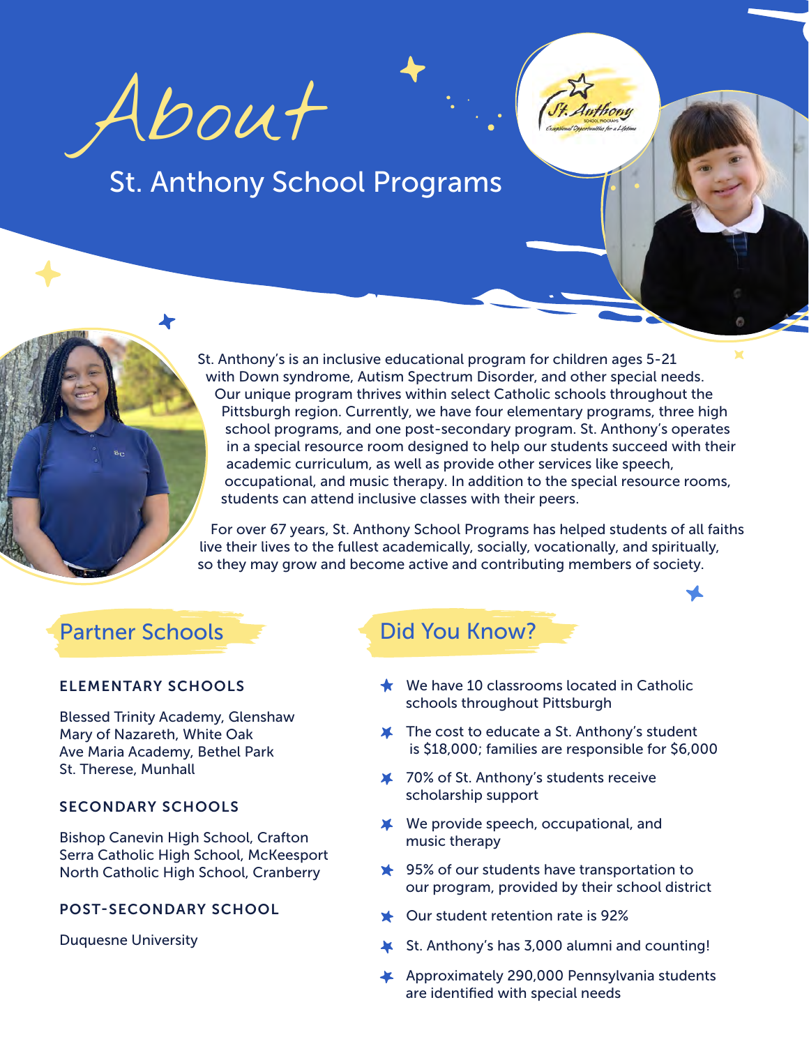# About

## St. Anthony School Programs

St. Anthony's is an inclusive educational program for children ages 5-21 with Down syndrome, Autism Spectrum Disorder, and other special needs. Our unique program thrives within select Catholic schools throughout the Pittsburgh region. Currently, we have four elementary programs, three high school programs, and one post-secondary program. St. Anthony's operates in a special resource room designed to help our students succeed with their academic curriculum, as well as provide other services like speech, occupational, and music therapy. In addition to the special resource rooms, students can attend inclusive classes with their peers.

For over 67 years, St. Anthony School Programs has helped students of all faiths live their lives to the fullest academically, socially, vocationally, and spiritually, so they may grow and become active and contributing members of society.

## Partner Schools

### ELEMENTARY SCHOOLS

Blessed Trinity Academy, Glenshaw
Mary of Nazareth, White Oak
Ave Maria Academy, Bethel Park
St. Therese, Munhall

### SECONDARY SCHOOLS

Bishop Canevin High School, Crafton
Serra Catholic High School, McKeesport
North Catholic High School, Cranberry

### POST-SECONDARY SCHOOL

Duquesne University

## Did You Know?

- We have 10 classrooms located in Catholic schools throughout Pittsburgh
- The cost to educate a St. Anthony's student is $18,000; families are responsible for $6,000
- 70% of St. Anthony's students receive scholarship support
- We provide speech, occupational, and music therapy
- 95% of our students have transportation to our program, provided by their school district
- Our student retention rate is 92%
- St. Anthony's has 3,000 alumni and counting!
- Approximately 290,000 Pennsylvania students are identified with special needs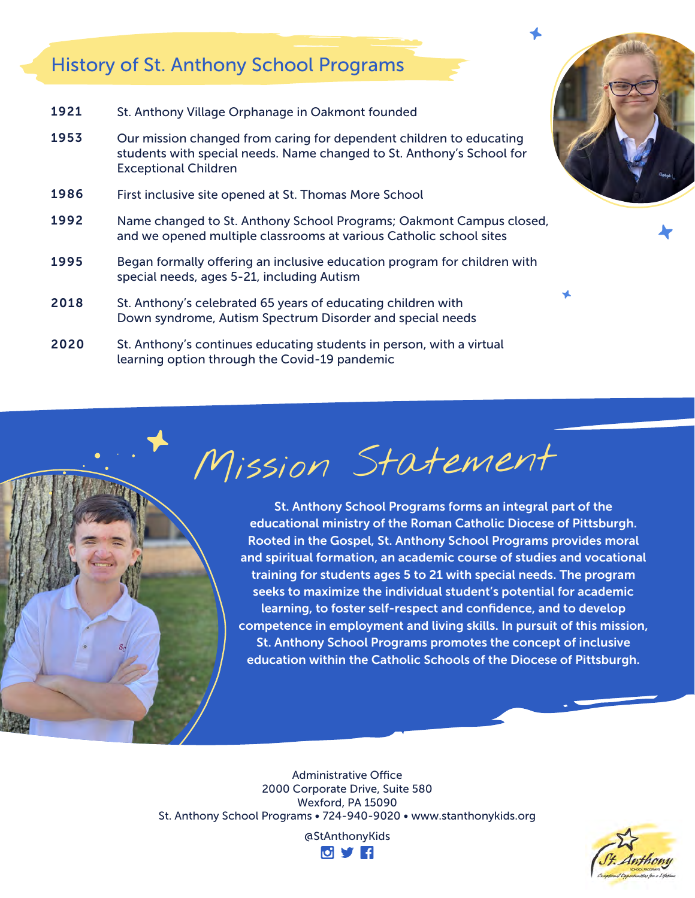## History of St. Anthony School Programs

| | |
|---|---|
| **1921** | St. Anthony Village Orphanage in Oakmont founded |
| **1953** | Our mission changed from caring for dependent children to educating students with special needs. Name changed to St. Anthony's School for Exceptional Children |
| **1986** | First inclusive site opened at St. Thomas More School |
| **1992** | Name changed to St. Anthony School Programs; Oakmont Campus closed, and we opened multiple classrooms at various Catholic school sites |
| **1995** | Began formally offering an inclusive education program for children with special needs, ages 5-21, including Autism |
| **2018** | St. Anthony's celebrated 65 years of educating children with Down syndrome, Autism Spectrum Disorder and special needs |
| **2020** | St. Anthony's continues educating students in person, with a virtual learning option through the Covid-19 pandemic |

## Mission Statement

**St. Anthony School Programs forms an integral part of the educational ministry of the Roman Catholic Diocese of Pittsburgh. Rooted in the Gospel, St. Anthony School Programs provides moral and spiritual formation, an academic course of studies and vocational training for students ages 5 to 21 with special needs. The program seeks to maximize the individual student's potential for academic learning, to foster self-respect and confidence, and to develop competence in employment and living skills. In pursuit of this mission, St. Anthony School Programs promotes the concept of inclusive education within the Catholic Schools of the Diocese of Pittsburgh.**

Administrative Office
2000 Corporate Drive, Suite 580
Wexford, PA 15090
St. Anthony School Programs • 724-940-9020 • www.stanthonykids.org

@StAnthonyKids

St. Anthony School Programs
Exceptional Opportunities for a Lifetime